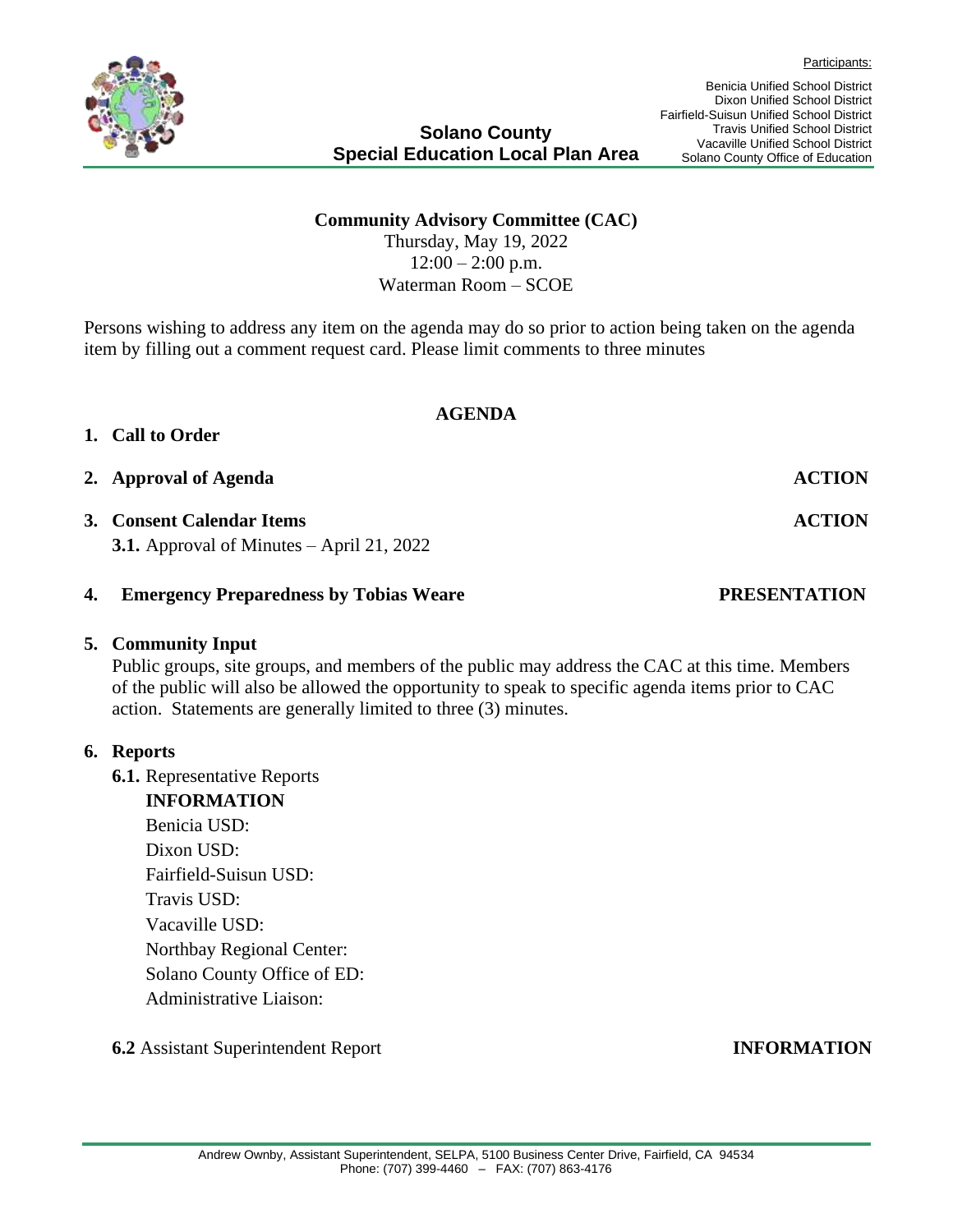Participants:

Benicia Unified School District
Dixon Unified School District
Fairfield-Suisun Unified School District
Travis Unified School District
Vacaville Unified School District
Solano County Office of Education

**Solano County**
**Special Education Local Plan Area**

**Community Advisory Committee (CAC)**
Thursday, May 19, 2022
12:00 – 2:00 p.m.
Waterman Room – SCOE

Persons wishing to address any item on the agenda may do so prior to action being taken on the agenda item by filling out a comment request card. Please limit comments to three minutes

## AGENDA

**1. Call to Order**

**2. Approval of Agenda** **ACTION**

**3. Consent Calendar Items** **ACTION**

**3.1.** Approval of Minutes – April 21, 2022

**4. Emergency Preparedness by Tobias Weare** **PRESENTATION**

**5. Community Input**

Public groups, site groups, and members of the public may address the CAC at this time. Members of the public will also be allowed the opportunity to speak to specific agenda items prior to CAC action. Statements are generally limited to three (3) minutes.

**6. Reports**

**6.1.** Representative Reports

**INFORMATION**

Benicia USD:
Dixon USD:
Fairfield-Suisun USD:
Travis USD:
Vacaville USD:
Northbay Regional Center:
Solano County Office of ED:
Administrative Liaison:

**6.2** Assistant Superintendent Report **INFORMATION**

Andrew Ownby, Assistant Superintendent, SELPA, 5100 Business Center Drive, Fairfield, CA 94534
Phone: (707) 399-4460 – FAX: (707) 863-4176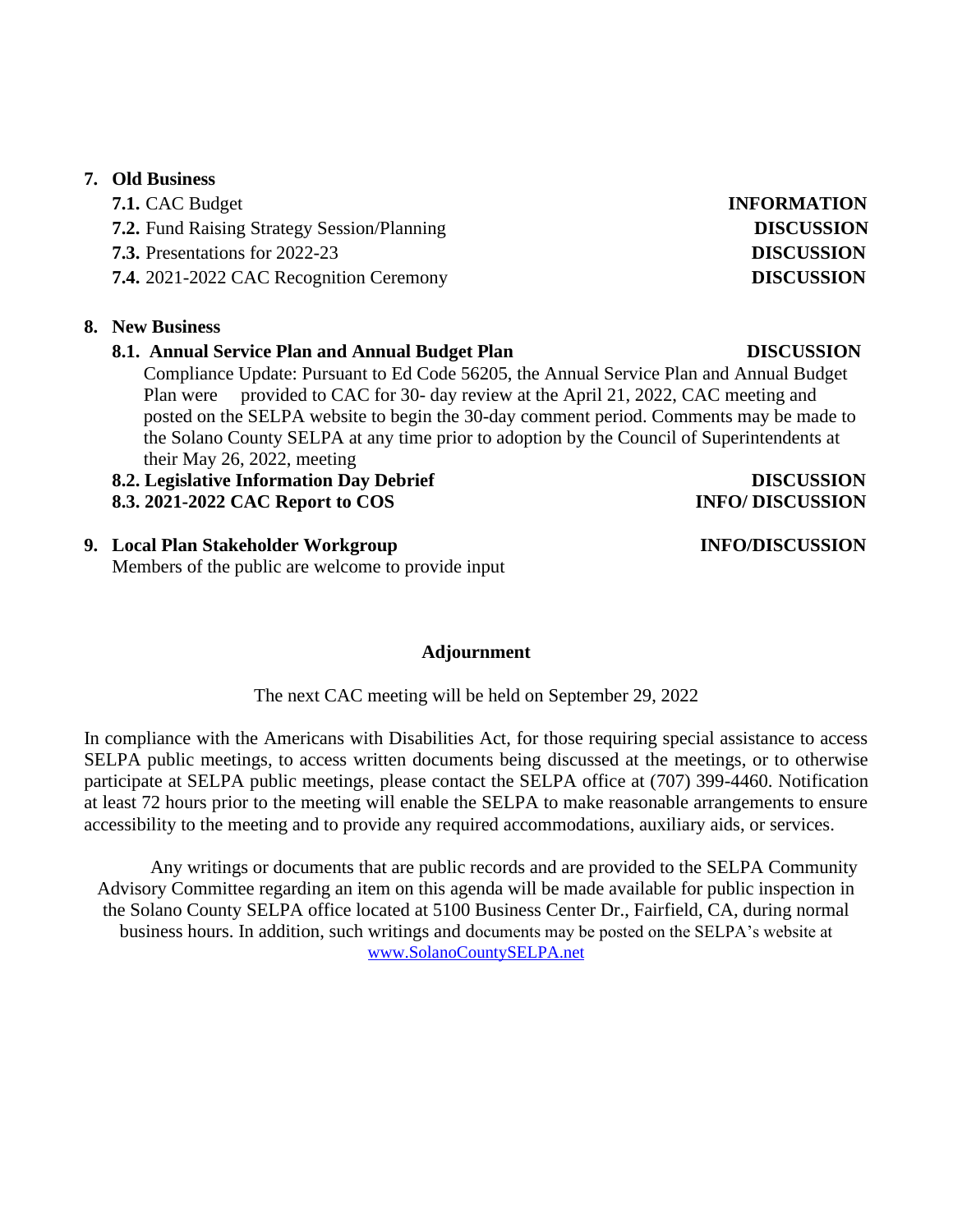7. **Old Business**

   **7.1.** CAC Budget **INFORMATION**

   **7.2.** Fund Raising Strategy Session/Planning **DISCUSSION**

   **7.3.** Presentations for 2022-23 **DISCUSSION**

   **7.4.** 2021-2022 CAC Recognition Ceremony **DISCUSSION**

8. **New Business**

   **8.1. Annual Service Plan and Annual Budget Plan** **DISCUSSION**

   Compliance Update: Pursuant to Ed Code 56205, the Annual Service Plan and Annual Budget Plan were provided to CAC for 30- day review at the April 21, 2022, CAC meeting and posted on the SELPA website to begin the 30-day comment period. Comments may be made to the Solano County SELPA at any time prior to adoption by the Council of Superintendents at their May 26, 2022, meeting

   **8.2. Legislative Information Day Debrief** **DISCUSSION**

   **8.3. 2021-2022 CAC Report to COS** **INFO/ DISCUSSION**

9. **Local Plan Stakeholder Workgroup** **INFO/DISCUSSION**

   Members of the public are welcome to provide input

**Adjournment**

The next CAC meeting will be held on September 29, 2022

In compliance with the Americans with Disabilities Act, for those requiring special assistance to access SELPA public meetings, to access written documents being discussed at the meetings, or to otherwise participate at SELPA public meetings, please contact the SELPA office at (707) 399-4460. Notification at least 72 hours prior to the meeting will enable the SELPA to make reasonable arrangements to ensure accessibility to the meeting and to provide any required accommodations, auxiliary aids, or services.

Any writings or documents that are public records and are provided to the SELPA Community Advisory Committee regarding an item on this agenda will be made available for public inspection in the Solano County SELPA office located at 5100 Business Center Dr., Fairfield, CA, during normal business hours. In addition, such writings and documents may be posted on the SELPA's website at www.SolanoCountySELPA.net